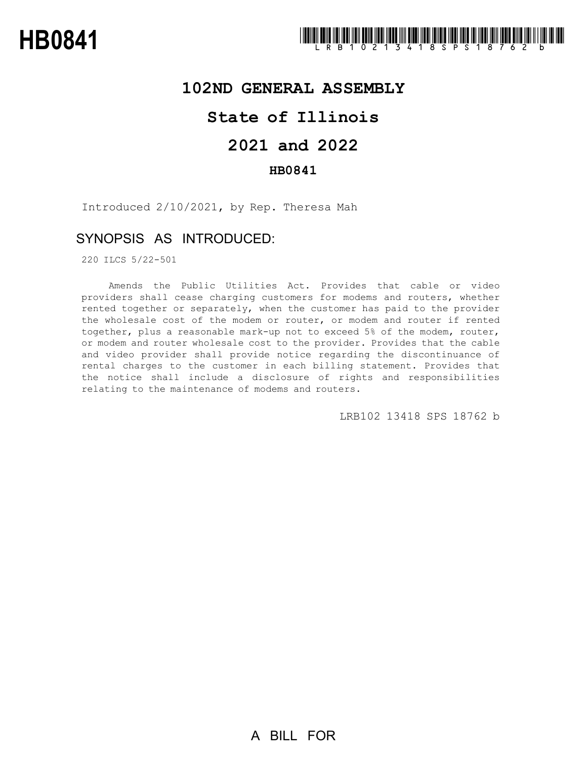# HB0841

LRB102 13418 SPS 18762 b

## 102ND GENERAL ASSEMBLY

## State of Illinois

## 2021 and 2022

### HB0841

Introduced 2/10/2021, by Rep. Theresa Mah

### SYNOPSIS AS INTRODUCED:

220 ILCS 5/22-501

Amends the Public Utilities Act. Provides that cable or video providers shall cease charging customers for modems and routers, whether rented together or separately, when the customer has paid to the provider the wholesale cost of the modem or router, or modem and router if rented together, plus a reasonable mark-up not to exceed 5% of the modem, router, or modem and router wholesale cost to the provider. Provides that the cable and video provider shall provide notice regarding the discontinuance of rental charges to the customer in each billing statement. Provides that the notice shall include a disclosure of rights and responsibilities relating to the maintenance of modems and routers.

LRB102 13418 SPS 18762 b

A BILL FOR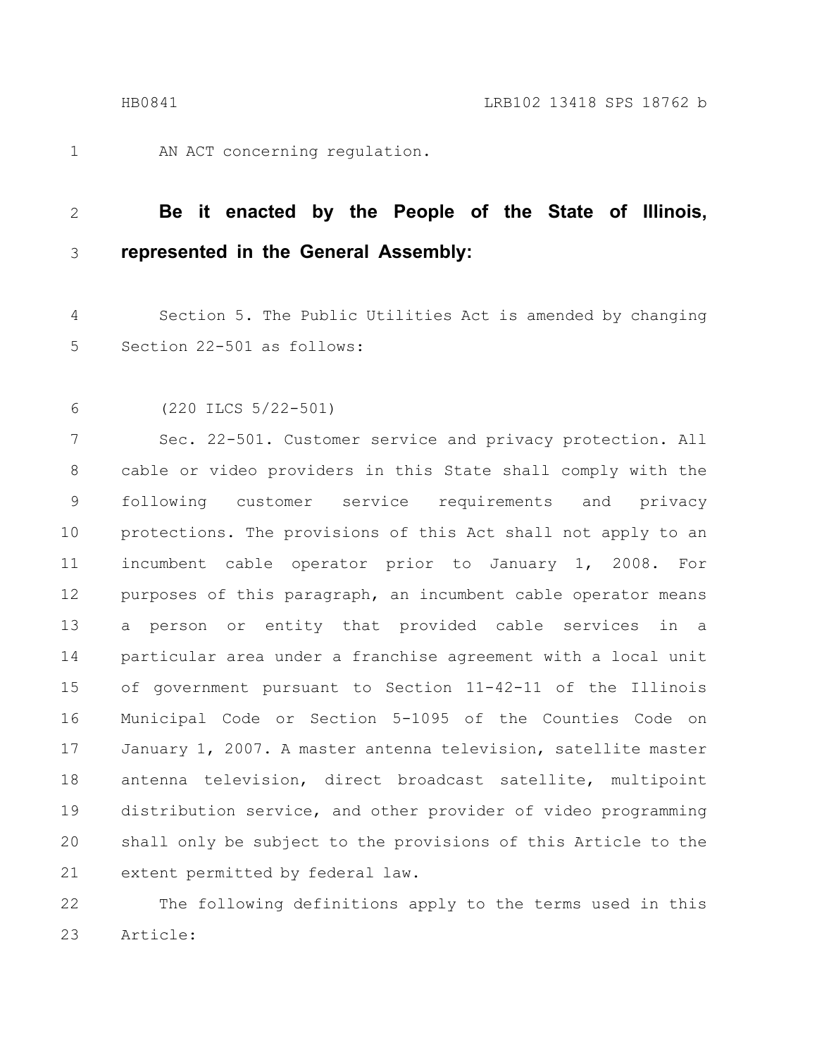AN ACT concerning regulation.

**Be it enacted by the People of the State of Illinois, represented in the General Assembly:**

Section 5. The Public Utilities Act is amended by changing Section 22-501 as follows:

(220 ILCS 5/22-501)

Sec. 22-501. Customer service and privacy protection. All cable or video providers in this State shall comply with the following customer service requirements and privacy protections. The provisions of this Act shall not apply to an incumbent cable operator prior to January 1, 2008. For purposes of this paragraph, an incumbent cable operator means a person or entity that provided cable services in a particular area under a franchise agreement with a local unit of government pursuant to Section 11-42-11 of the Illinois Municipal Code or Section 5-1095 of the Counties Code on January 1, 2007. A master antenna television, satellite master antenna television, direct broadcast satellite, multipoint distribution service, and other provider of video programming shall only be subject to the provisions of this Article to the extent permitted by federal law.

The following definitions apply to the terms used in this Article: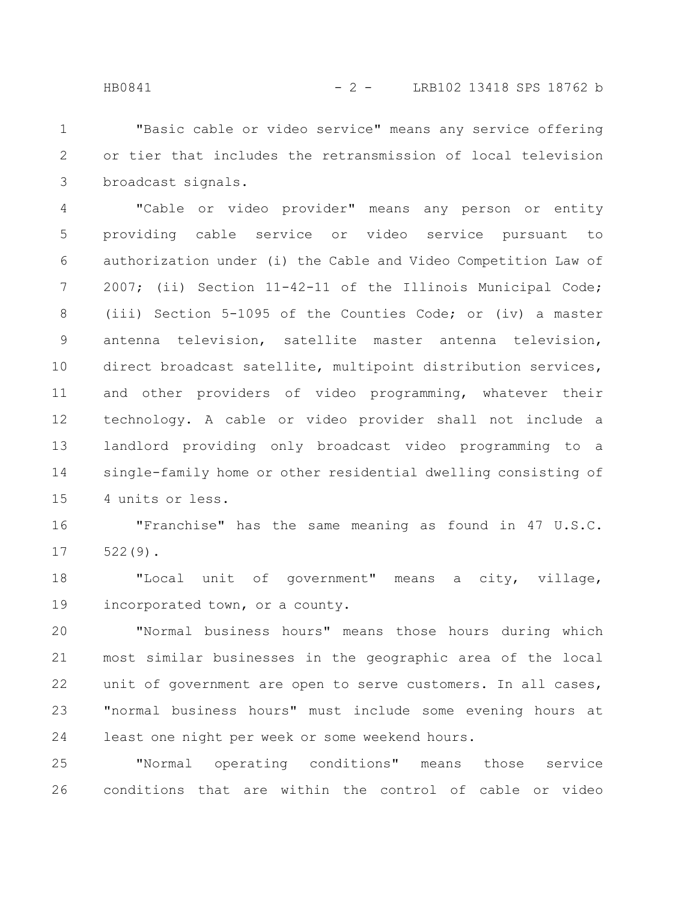"Basic cable or video service" means any service offering or tier that includes the retransmission of local television broadcast signals.

"Cable or video provider" means any person or entity providing cable service or video service pursuant to authorization under (i) the Cable and Video Competition Law of 2007; (ii) Section 11-42-11 of the Illinois Municipal Code; (iii) Section 5-1095 of the Counties Code; or (iv) a master antenna television, satellite master antenna television, direct broadcast satellite, multipoint distribution services, and other providers of video programming, whatever their technology. A cable or video provider shall not include a landlord providing only broadcast video programming to a single-family home or other residential dwelling consisting of 4 units or less.

"Franchise" has the same meaning as found in 47 U.S.C. 522(9).

"Local unit of government" means a city, village, incorporated town, or a county.

"Normal business hours" means those hours during which most similar businesses in the geographic area of the local unit of government are open to serve customers. In all cases, "normal business hours" must include some evening hours at least one night per week or some weekend hours.

"Normal operating conditions" means those service conditions that are within the control of cable or video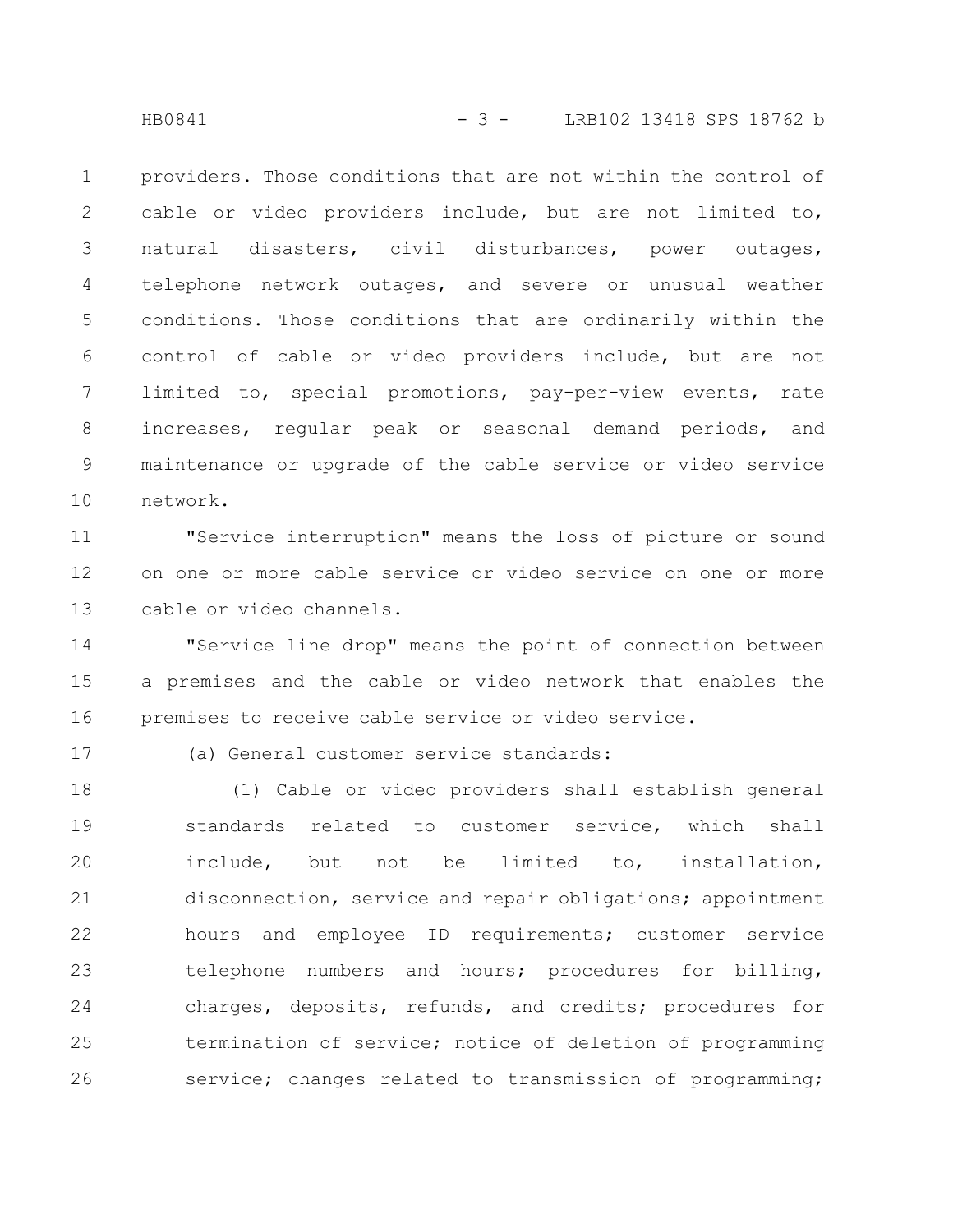providers. Those conditions that are not within the control of cable or video providers include, but are not limited to, natural disasters, civil disturbances, power outages, telephone network outages, and severe or unusual weather conditions. Those conditions that are ordinarily within the control of cable or video providers include, but are not limited to, special promotions, pay-per-view events, rate increases, regular peak or seasonal demand periods, and maintenance or upgrade of the cable service or video service network.

"Service interruption" means the loss of picture or sound on one or more cable service or video service on one or more cable or video channels.

"Service line drop" means the point of connection between a premises and the cable or video network that enables the premises to receive cable service or video service.

(a) General customer service standards:

(1) Cable or video providers shall establish general standards related to customer service, which shall include, but not be limited to, installation, disconnection, service and repair obligations; appointment hours and employee ID requirements; customer service telephone numbers and hours; procedures for billing, charges, deposits, refunds, and credits; procedures for termination of service; notice of deletion of programming service; changes related to transmission of programming;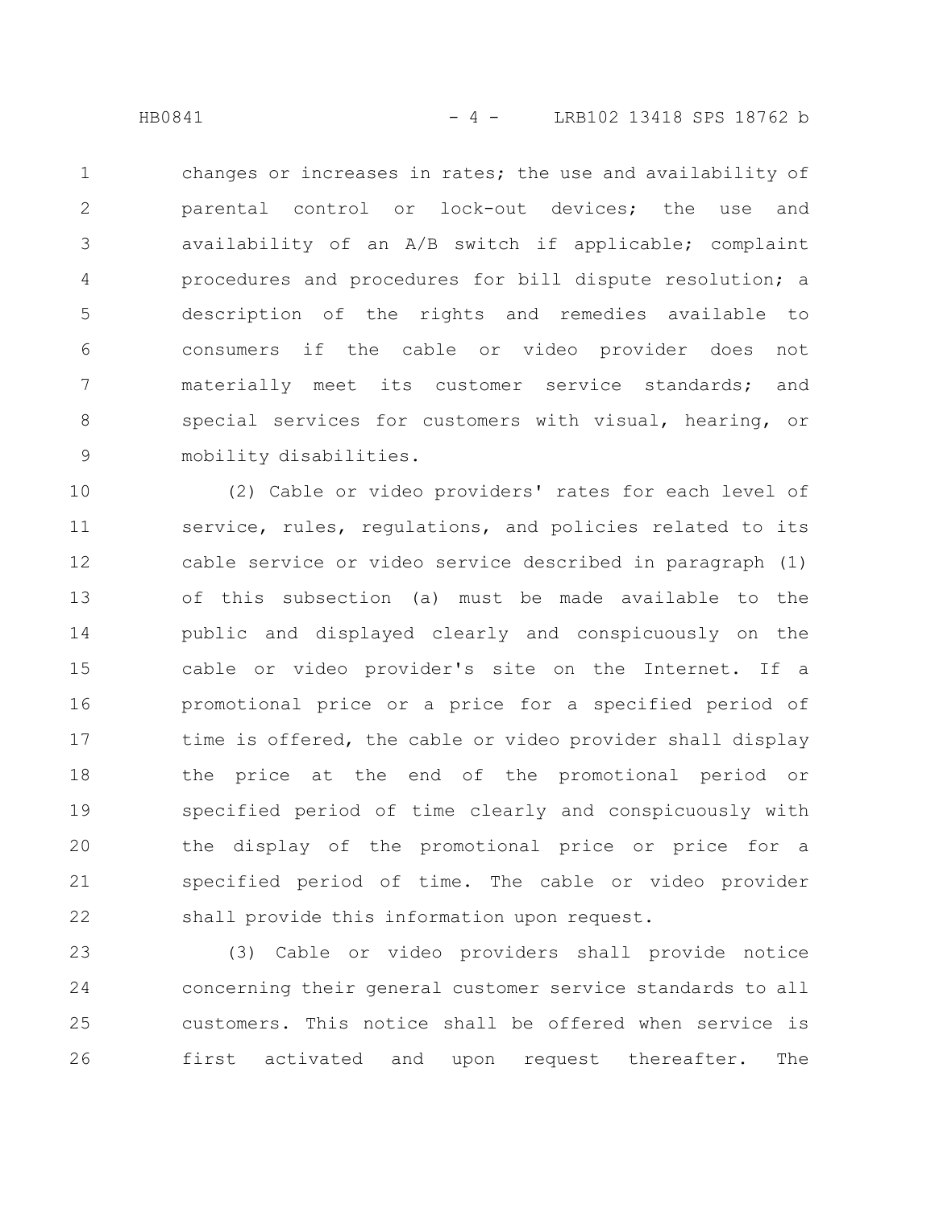changes or increases in rates; the use and availability of parental control or lock-out devices; the use and availability of an A/B switch if applicable; complaint procedures and procedures for bill dispute resolution; a description of the rights and remedies available to consumers if the cable or video provider does not materially meet its customer service standards; and special services for customers with visual, hearing, or mobility disabilities.

(2) Cable or video providers' rates for each level of service, rules, regulations, and policies related to its cable service or video service described in paragraph (1) of this subsection (a) must be made available to the public and displayed clearly and conspicuously on the cable or video provider's site on the Internet. If a promotional price or a price for a specified period of time is offered, the cable or video provider shall display the price at the end of the promotional period or specified period of time clearly and conspicuously with the display of the promotional price or price for a specified period of time. The cable or video provider shall provide this information upon request.

(3) Cable or video providers shall provide notice concerning their general customer service standards to all customers. This notice shall be offered when service is first activated and upon request thereafter. The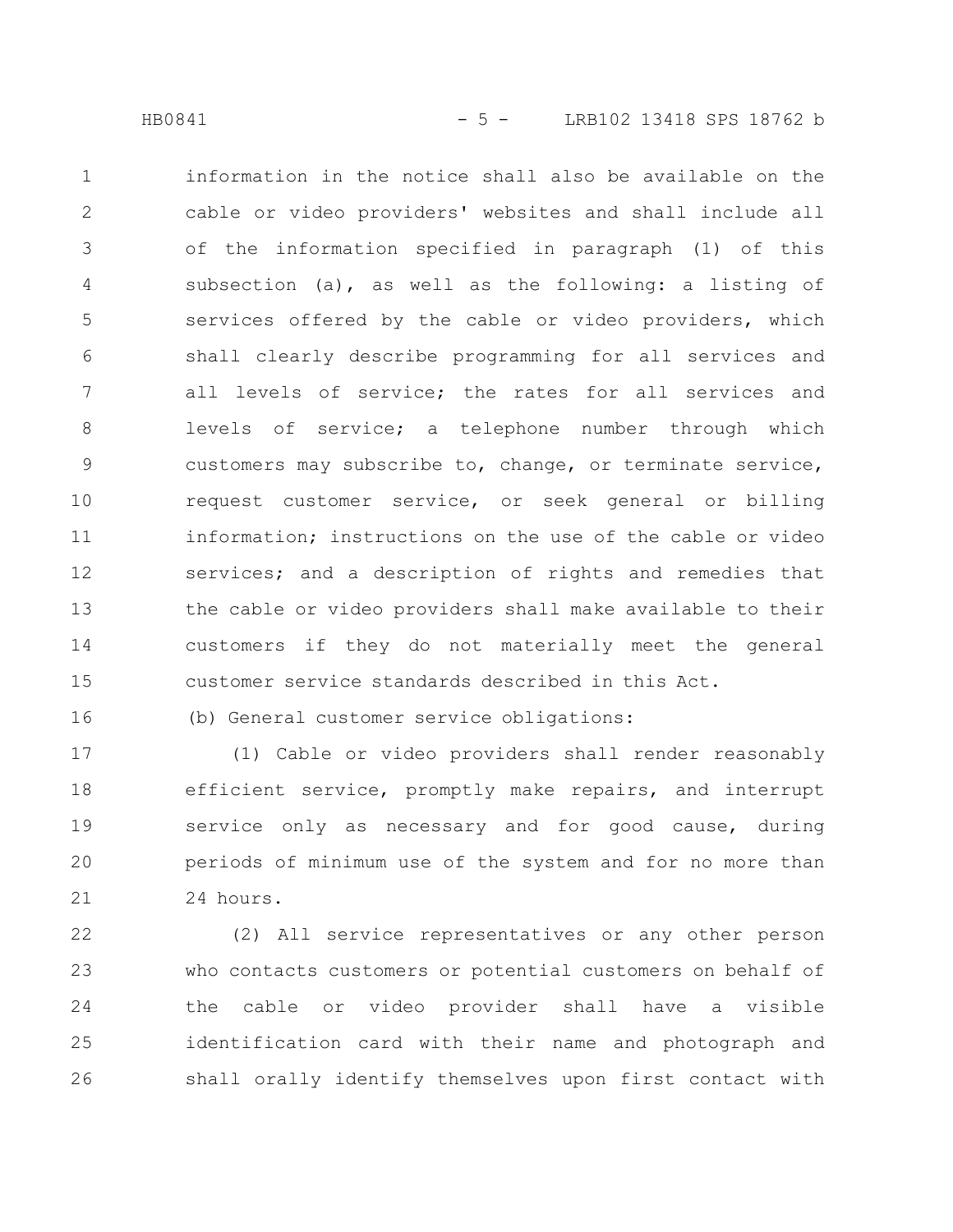information in the notice shall also be available on the cable or video providers' websites and shall include all of the information specified in paragraph (1) of this subsection (a), as well as the following: a listing of services offered by the cable or video providers, which shall clearly describe programming for all services and all levels of service; the rates for all services and levels of service; a telephone number through which customers may subscribe to, change, or terminate service, request customer service, or seek general or billing information; instructions on the use of the cable or video services; and a description of rights and remedies that the cable or video providers shall make available to their customers if they do not materially meet the general customer service standards described in this Act.

(b) General customer service obligations:

(1) Cable or video providers shall render reasonably efficient service, promptly make repairs, and interrupt service only as necessary and for good cause, during periods of minimum use of the system and for no more than 24 hours.

(2) All service representatives or any other person who contacts customers or potential customers on behalf of the cable or video provider shall have a visible identification card with their name and photograph and shall orally identify themselves upon first contact with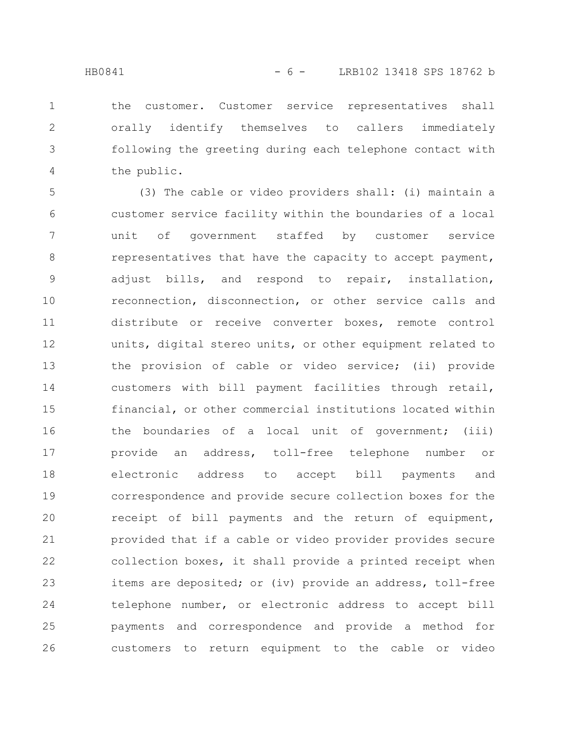the customer. Customer service representatives shall orally identify themselves to callers immediately following the greeting during each telephone contact with the public.

(3) The cable or video providers shall: (i) maintain a customer service facility within the boundaries of a local unit of government staffed by customer service representatives that have the capacity to accept payment, adjust bills, and respond to repair, installation, reconnection, disconnection, or other service calls and distribute or receive converter boxes, remote control units, digital stereo units, or other equipment related to the provision of cable or video service; (ii) provide customers with bill payment facilities through retail, financial, or other commercial institutions located within the boundaries of a local unit of government; (iii) provide an address, toll-free telephone number or electronic address to accept bill payments and correspondence and provide secure collection boxes for the receipt of bill payments and the return of equipment, provided that if a cable or video provider provides secure collection boxes, it shall provide a printed receipt when items are deposited; or (iv) provide an address, toll-free telephone number, or electronic address to accept bill payments and correspondence and provide a method for customers to return equipment to the cable or video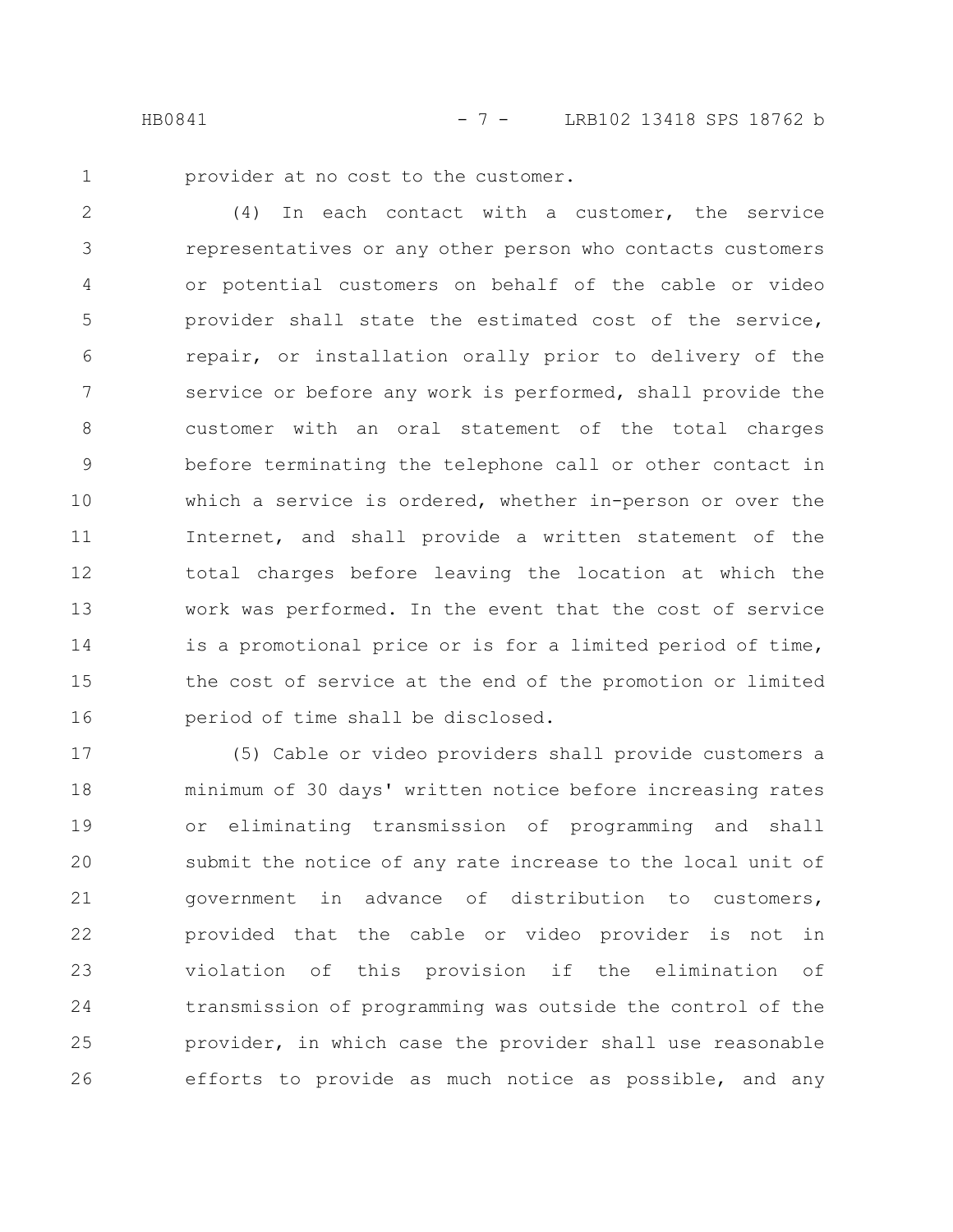provider at no cost to the customer.

(4) In each contact with a customer, the service representatives or any other person who contacts customers or potential customers on behalf of the cable or video provider shall state the estimated cost of the service, repair, or installation orally prior to delivery of the service or before any work is performed, shall provide the customer with an oral statement of the total charges before terminating the telephone call or other contact in which a service is ordered, whether in-person or over the Internet, and shall provide a written statement of the total charges before leaving the location at which the work was performed. In the event that the cost of service is a promotional price or is for a limited period of time, the cost of service at the end of the promotion or limited period of time shall be disclosed.

(5) Cable or video providers shall provide customers a minimum of 30 days' written notice before increasing rates or eliminating transmission of programming and shall submit the notice of any rate increase to the local unit of government in advance of distribution to customers, provided that the cable or video provider is not in violation of this provision if the elimination of transmission of programming was outside the control of the provider, in which case the provider shall use reasonable efforts to provide as much notice as possible, and any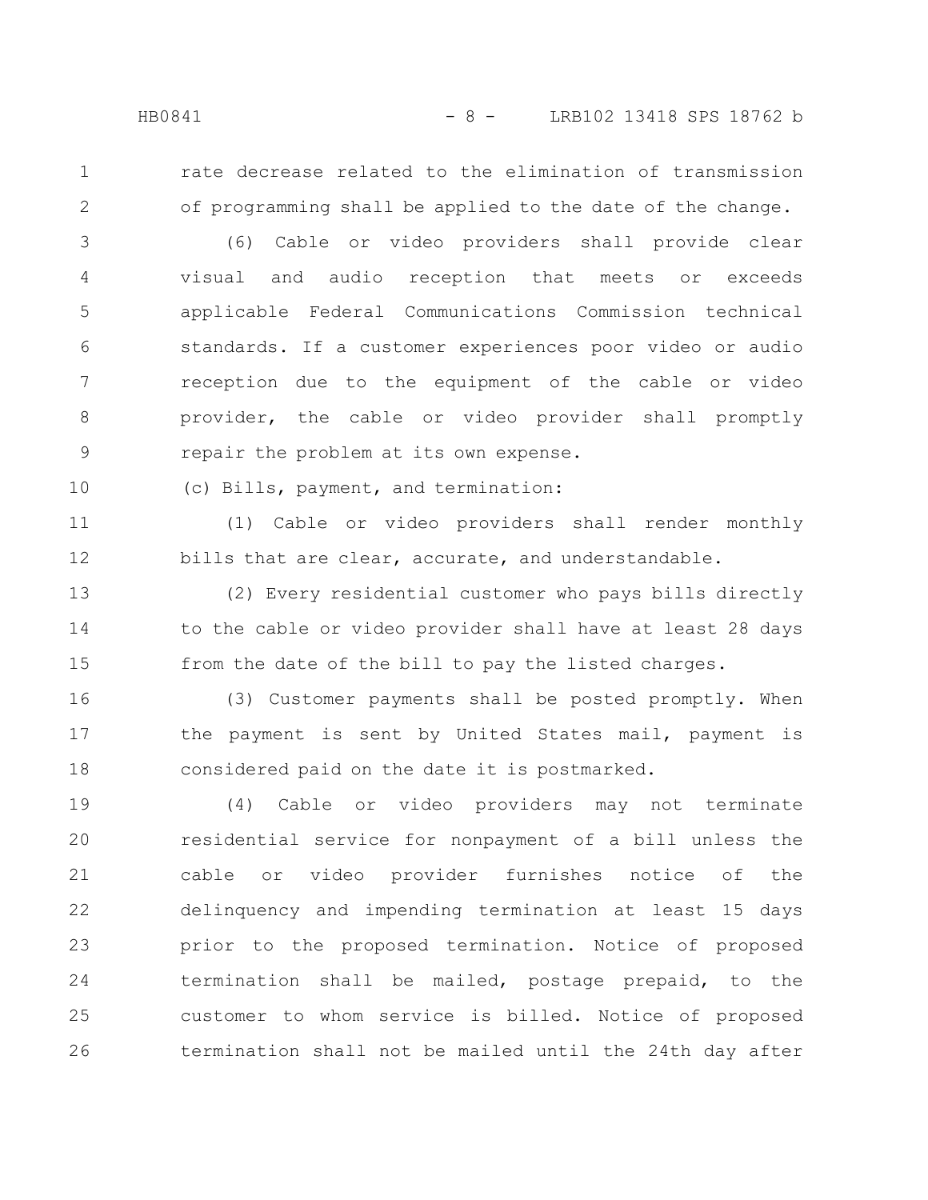rate decrease related to the elimination of transmission of programming shall be applied to the date of the change.

(6) Cable or video providers shall provide clear visual and audio reception that meets or exceeds applicable Federal Communications Commission technical standards. If a customer experiences poor video or audio reception due to the equipment of the cable or video provider, the cable or video provider shall promptly repair the problem at its own expense.

(c) Bills, payment, and termination:

(1) Cable or video providers shall render monthly bills that are clear, accurate, and understandable.

(2) Every residential customer who pays bills directly to the cable or video provider shall have at least 28 days from the date of the bill to pay the listed charges.

(3) Customer payments shall be posted promptly. When the payment is sent by United States mail, payment is considered paid on the date it is postmarked.

(4) Cable or video providers may not terminate residential service for nonpayment of a bill unless the cable or video provider furnishes notice of the delinquency and impending termination at least 15 days prior to the proposed termination. Notice of proposed termination shall be mailed, postage prepaid, to the customer to whom service is billed. Notice of proposed termination shall not be mailed until the 24th day after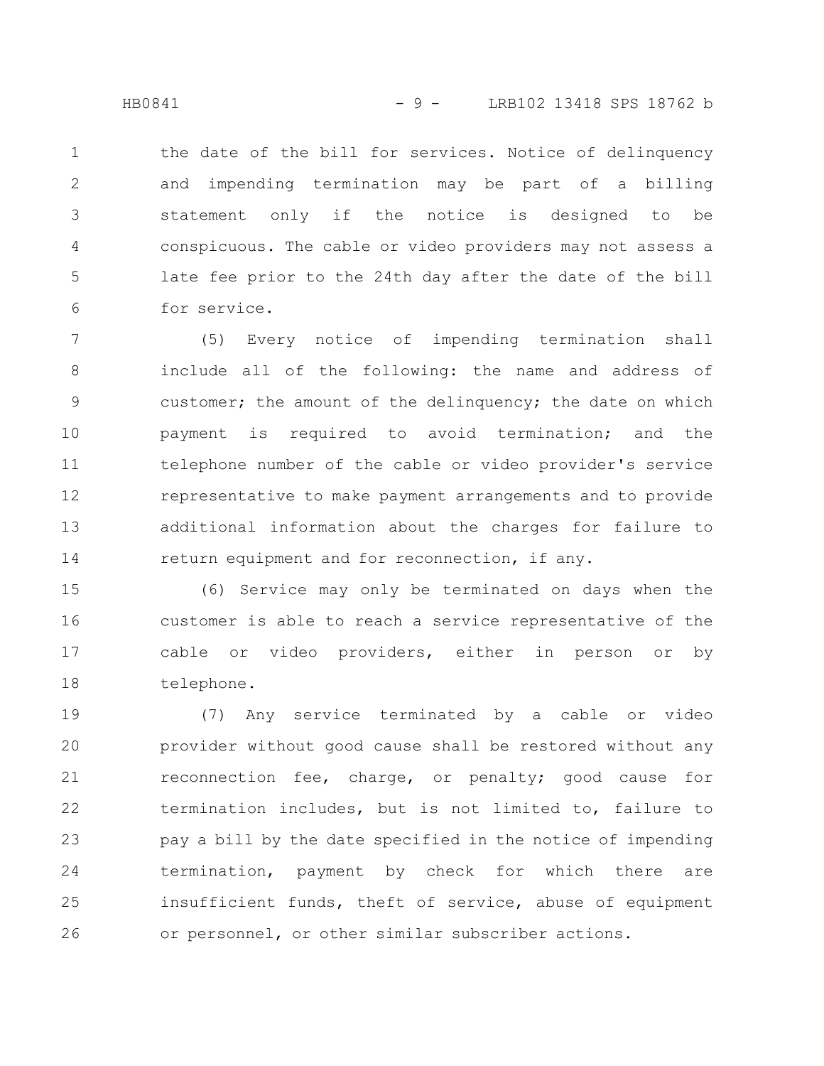the date of the bill for services. Notice of delinquency and impending termination may be part of a billing statement only if the notice is designed to be conspicuous. The cable or video providers may not assess a late fee prior to the 24th day after the date of the bill for service.

(5) Every notice of impending termination shall include all of the following: the name and address of customer; the amount of the delinquency; the date on which payment is required to avoid termination; and the telephone number of the cable or video provider's service representative to make payment arrangements and to provide additional information about the charges for failure to return equipment and for reconnection, if any.

(6) Service may only be terminated on days when the customer is able to reach a service representative of the cable or video providers, either in person or by telephone.

(7) Any service terminated by a cable or video provider without good cause shall be restored without any reconnection fee, charge, or penalty; good cause for termination includes, but is not limited to, failure to pay a bill by the date specified in the notice of impending termination, payment by check for which there are insufficient funds, theft of service, abuse of equipment or personnel, or other similar subscriber actions.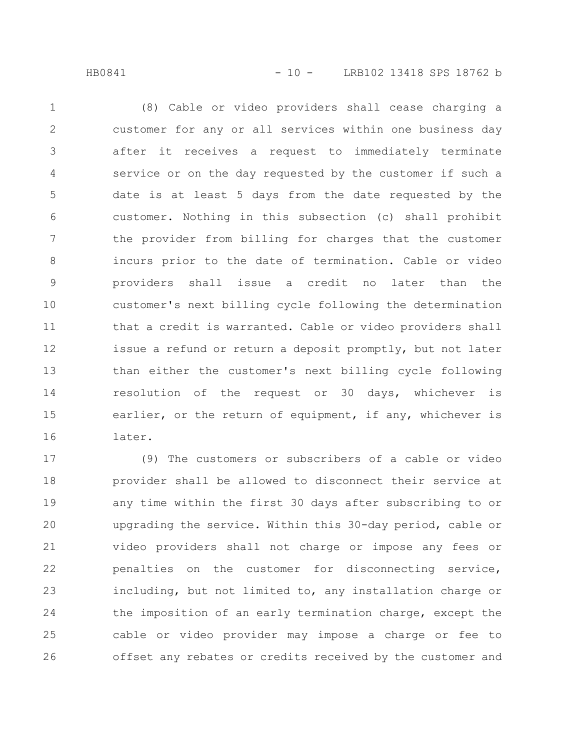(8) Cable or video providers shall cease charging a customer for any or all services within one business day after it receives a request to immediately terminate service or on the day requested by the customer if such a date is at least 5 days from the date requested by the customer. Nothing in this subsection (c) shall prohibit the provider from billing for charges that the customer incurs prior to the date of termination. Cable or video providers shall issue a credit no later than the customer's next billing cycle following the determination that a credit is warranted. Cable or video providers shall issue a refund or return a deposit promptly, but not later than either the customer's next billing cycle following resolution of the request or 30 days, whichever is earlier, or the return of equipment, if any, whichever is later.

(9) The customers or subscribers of a cable or video provider shall be allowed to disconnect their service at any time within the first 30 days after subscribing to or upgrading the service. Within this 30-day period, cable or video providers shall not charge or impose any fees or penalties on the customer for disconnecting service, including, but not limited to, any installation charge or the imposition of an early termination charge, except the cable or video provider may impose a charge or fee to offset any rebates or credits received by the customer and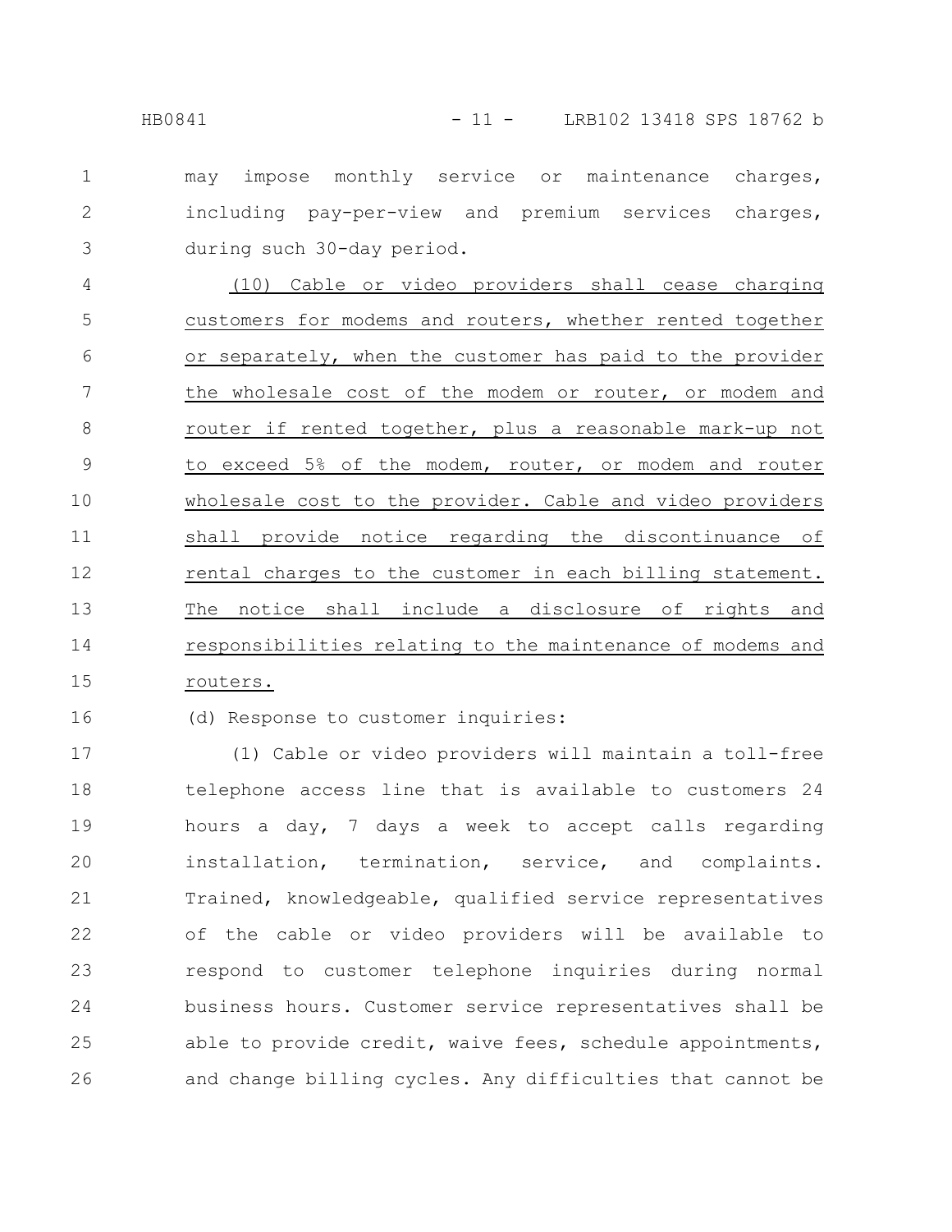may impose monthly service or maintenance charges, including pay-per-view and premium services charges, during such 30-day period.

(10) Cable or video providers shall cease charging customers for modems and routers, whether rented together or separately, when the customer has paid to the provider the wholesale cost of the modem or router, or modem and router if rented together, plus a reasonable mark-up not to exceed 5% of the modem, router, or modem and router wholesale cost to the provider. Cable and video providers shall provide notice regarding the discontinuance of rental charges to the customer in each billing statement. The notice shall include a disclosure of rights and responsibilities relating to the maintenance of modems and routers.

(d) Response to customer inquiries:

(1) Cable or video providers will maintain a toll-free telephone access line that is available to customers 24 hours a day, 7 days a week to accept calls regarding installation, termination, service, and complaints. Trained, knowledgeable, qualified service representatives of the cable or video providers will be available to respond to customer telephone inquiries during normal business hours. Customer service representatives shall be able to provide credit, waive fees, schedule appointments, and change billing cycles. Any difficulties that cannot be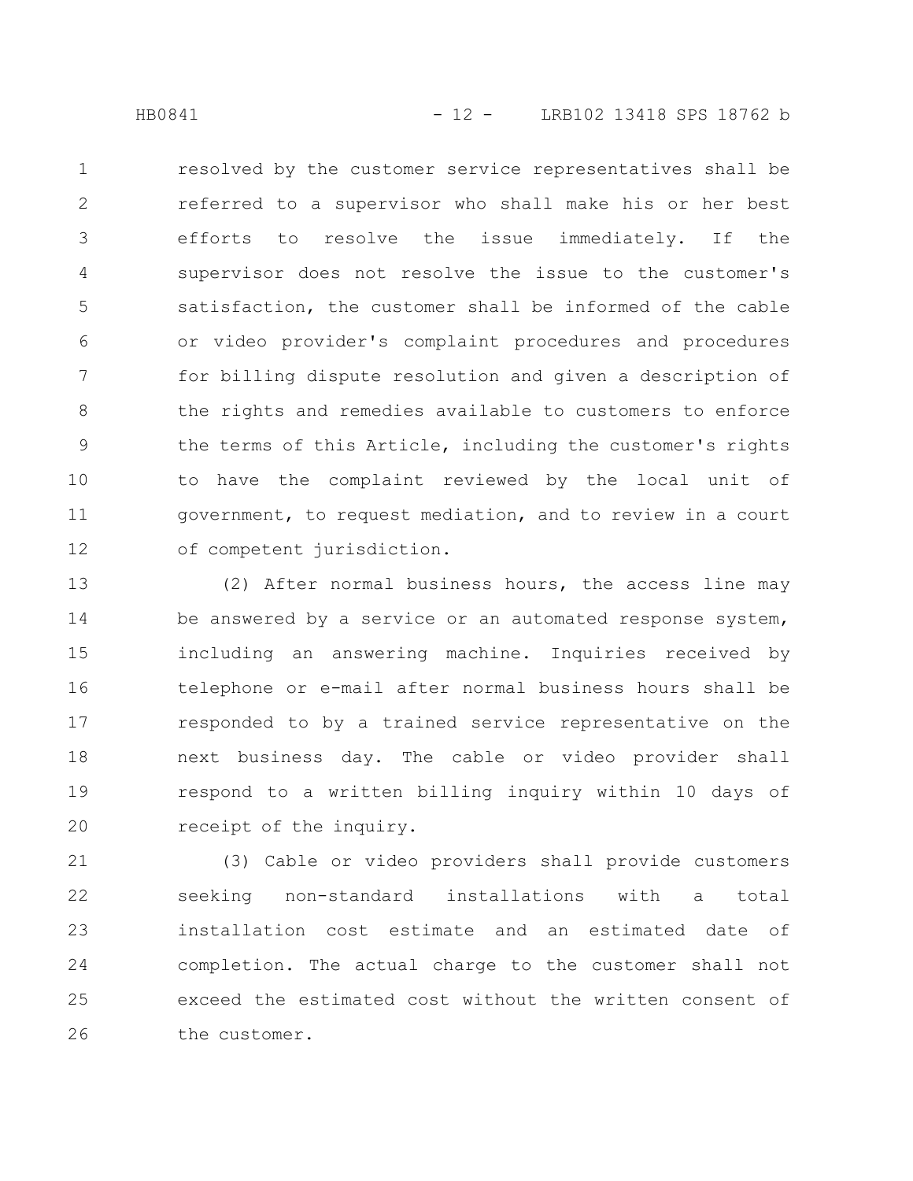resolved by the customer service representatives shall be referred to a supervisor who shall make his or her best efforts to resolve the issue immediately. If the supervisor does not resolve the issue to the customer's satisfaction, the customer shall be informed of the cable or video provider's complaint procedures and procedures for billing dispute resolution and given a description of the rights and remedies available to customers to enforce the terms of this Article, including the customer's rights to have the complaint reviewed by the local unit of government, to request mediation, and to review in a court of competent jurisdiction.

(2) After normal business hours, the access line may be answered by a service or an automated response system, including an answering machine. Inquiries received by telephone or e-mail after normal business hours shall be responded to by a trained service representative on the next business day. The cable or video provider shall respond to a written billing inquiry within 10 days of receipt of the inquiry.

(3) Cable or video providers shall provide customers seeking non-standard installations with a total installation cost estimate and an estimated date of completion. The actual charge to the customer shall not exceed the estimated cost without the written consent of the customer.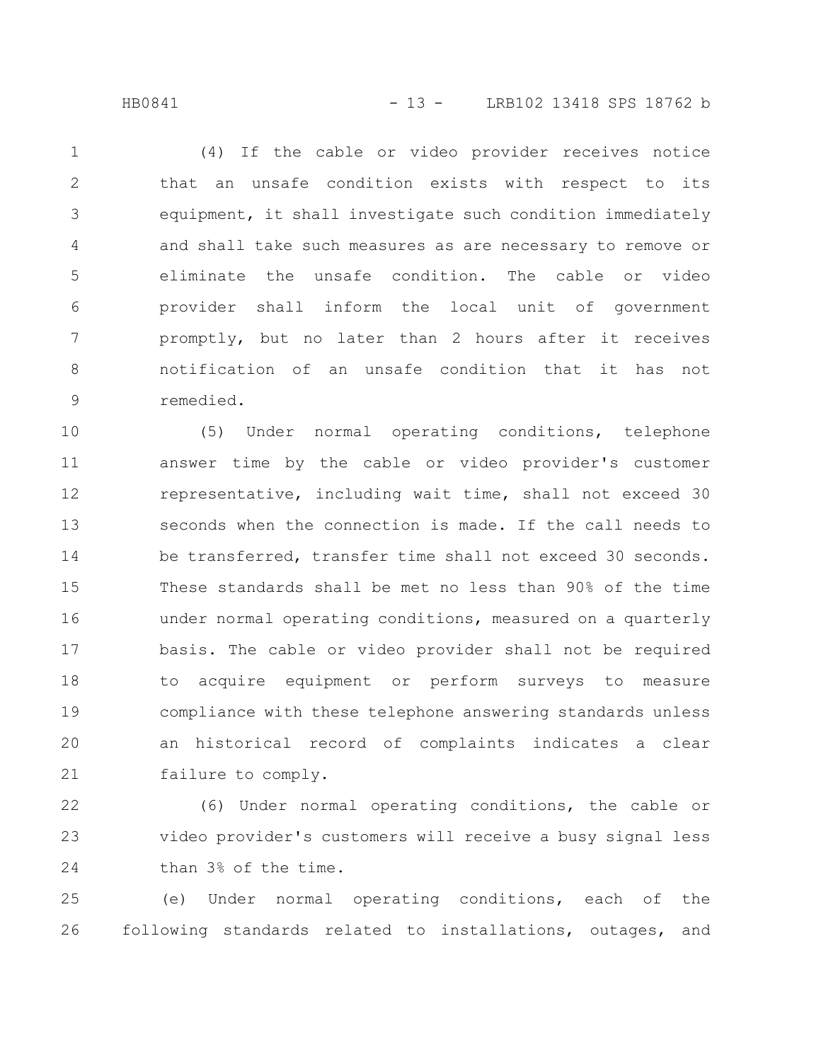(4) If the cable or video provider receives notice that an unsafe condition exists with respect to its equipment, it shall investigate such condition immediately and shall take such measures as are necessary to remove or eliminate the unsafe condition. The cable or video provider shall inform the local unit of government promptly, but no later than 2 hours after it receives notification of an unsafe condition that it has not remedied.

(5) Under normal operating conditions, telephone answer time by the cable or video provider's customer representative, including wait time, shall not exceed 30 seconds when the connection is made. If the call needs to be transferred, transfer time shall not exceed 30 seconds. These standards shall be met no less than 90% of the time under normal operating conditions, measured on a quarterly basis. The cable or video provider shall not be required to acquire equipment or perform surveys to measure compliance with these telephone answering standards unless an historical record of complaints indicates a clear failure to comply.

(6) Under normal operating conditions, the cable or video provider's customers will receive a busy signal less than 3% of the time.

(e) Under normal operating conditions, each of the following standards related to installations, outages, and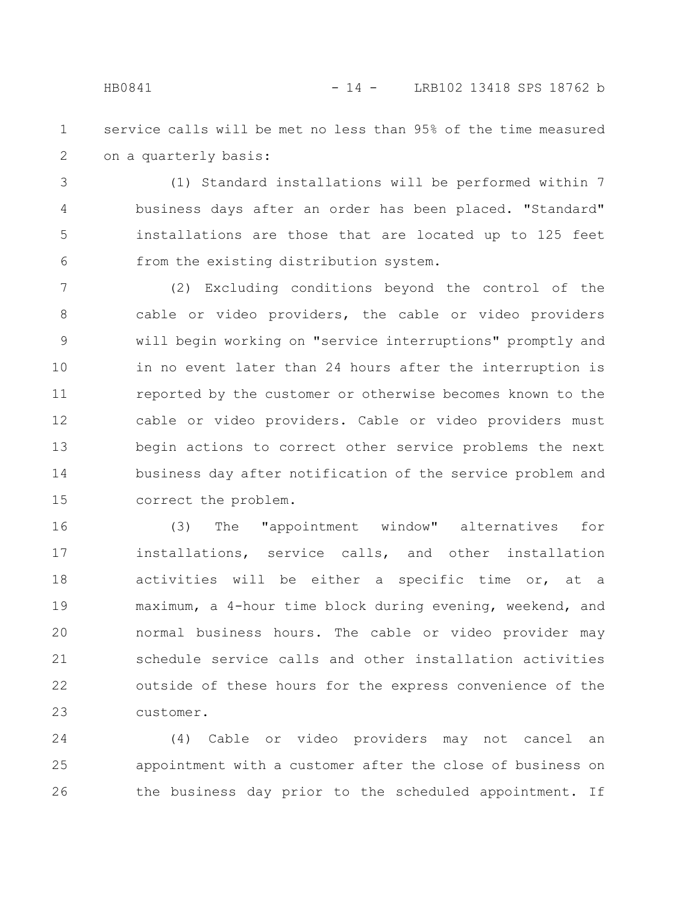service calls will be met no less than 95% of the time measured on a quarterly basis:

(1) Standard installations will be performed within 7 business days after an order has been placed. "Standard" installations are those that are located up to 125 feet from the existing distribution system.

(2) Excluding conditions beyond the control of the cable or video providers, the cable or video providers will begin working on "service interruptions" promptly and in no event later than 24 hours after the interruption is reported by the customer or otherwise becomes known to the cable or video providers. Cable or video providers must begin actions to correct other service problems the next business day after notification of the service problem and correct the problem.

(3) The "appointment window" alternatives for installations, service calls, and other installation activities will be either a specific time or, at a maximum, a 4-hour time block during evening, weekend, and normal business hours. The cable or video provider may schedule service calls and other installation activities outside of these hours for the express convenience of the customer.

(4) Cable or video providers may not cancel an appointment with a customer after the close of business on the business day prior to the scheduled appointment. If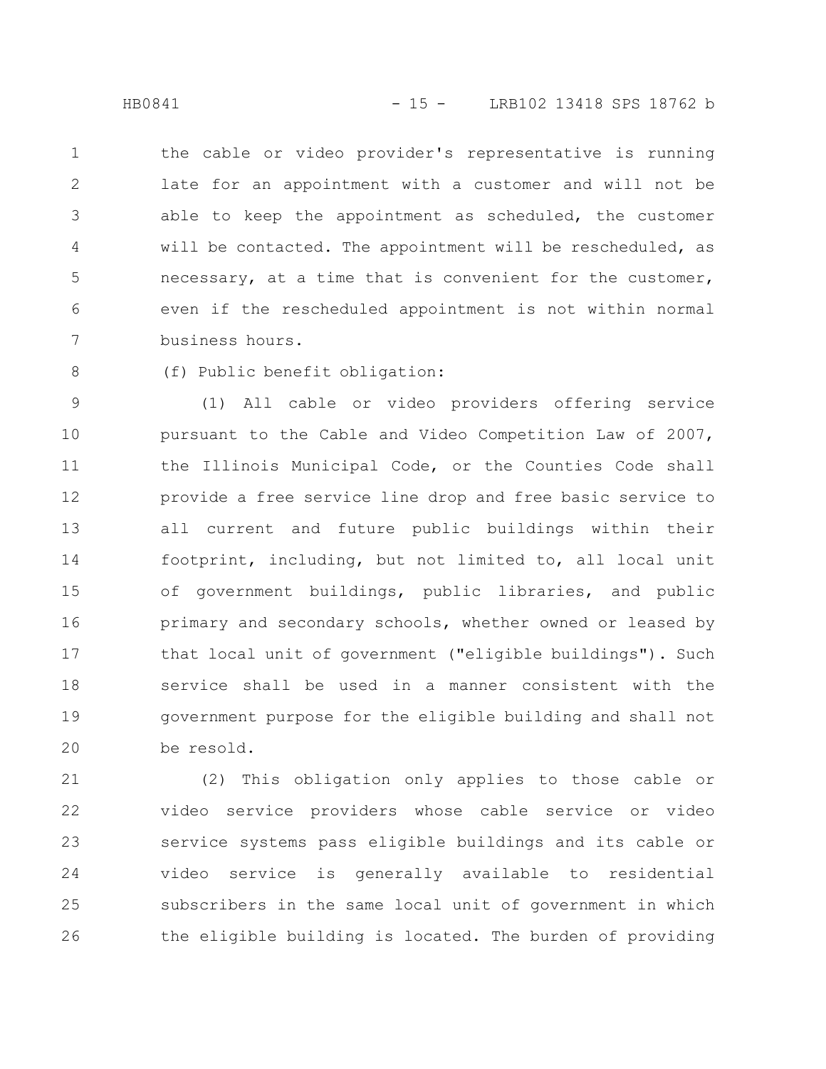the cable or video provider's representative is running late for an appointment with a customer and will not be able to keep the appointment as scheduled, the customer will be contacted. The appointment will be rescheduled, as necessary, at a time that is convenient for the customer, even if the rescheduled appointment is not within normal business hours.

(f) Public benefit obligation:

(1) All cable or video providers offering service pursuant to the Cable and Video Competition Law of 2007, the Illinois Municipal Code, or the Counties Code shall provide a free service line drop and free basic service to all current and future public buildings within their footprint, including, but not limited to, all local unit of government buildings, public libraries, and public primary and secondary schools, whether owned or leased by that local unit of government ("eligible buildings"). Such service shall be used in a manner consistent with the government purpose for the eligible building and shall not be resold.

(2) This obligation only applies to those cable or video service providers whose cable service or video service systems pass eligible buildings and its cable or video service is generally available to residential subscribers in the same local unit of government in which the eligible building is located. The burden of providing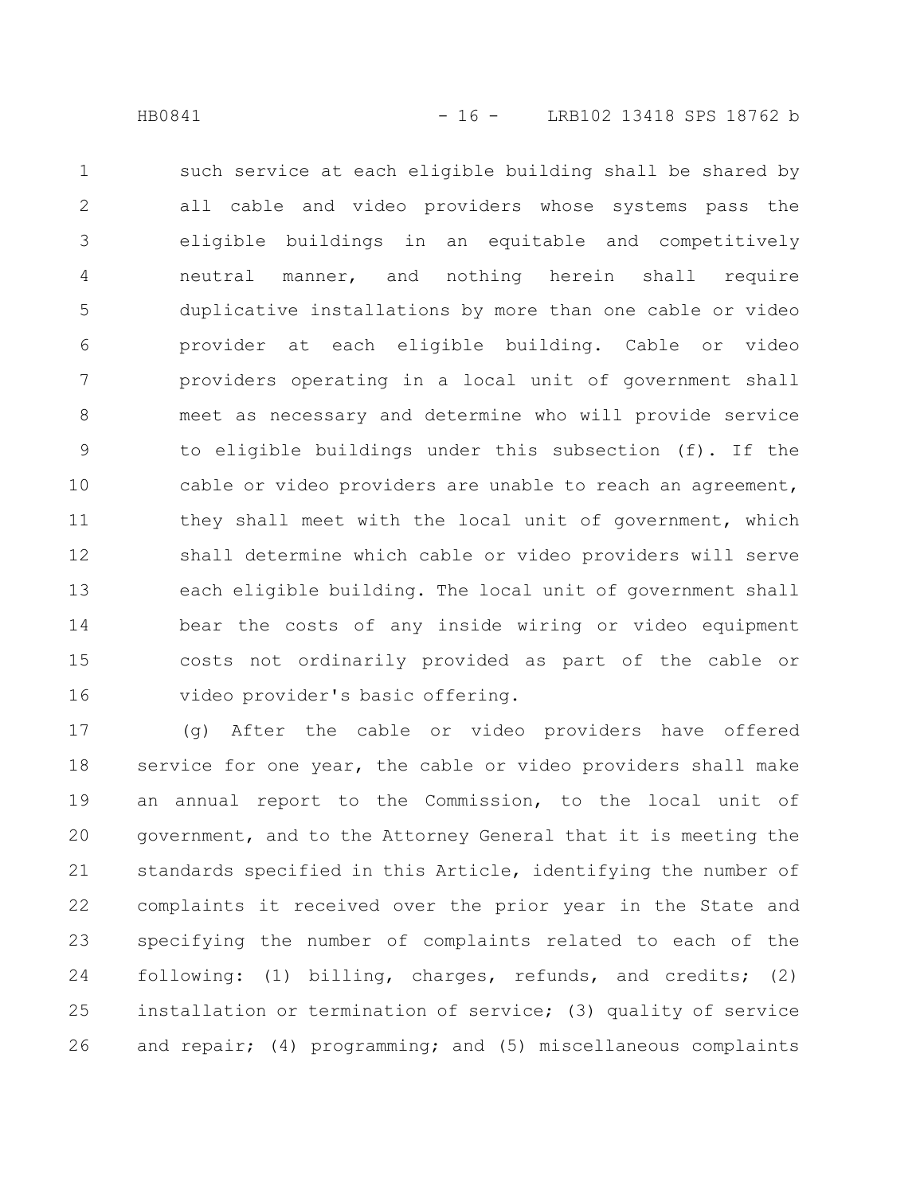such service at each eligible building shall be shared by all cable and video providers whose systems pass the eligible buildings in an equitable and competitively neutral manner, and nothing herein shall require duplicative installations by more than one cable or video provider at each eligible building. Cable or video providers operating in a local unit of government shall meet as necessary and determine who will provide service to eligible buildings under this subsection (f). If the cable or video providers are unable to reach an agreement, they shall meet with the local unit of government, which shall determine which cable or video providers will serve each eligible building. The local unit of government shall bear the costs of any inside wiring or video equipment costs not ordinarily provided as part of the cable or video provider's basic offering.

(g) After the cable or video providers have offered service for one year, the cable or video providers shall make an annual report to the Commission, to the local unit of government, and to the Attorney General that it is meeting the standards specified in this Article, identifying the number of complaints it received over the prior year in the State and specifying the number of complaints related to each of the following: (1) billing, charges, refunds, and credits; (2) installation or termination of service; (3) quality of service and repair; (4) programming; and (5) miscellaneous complaints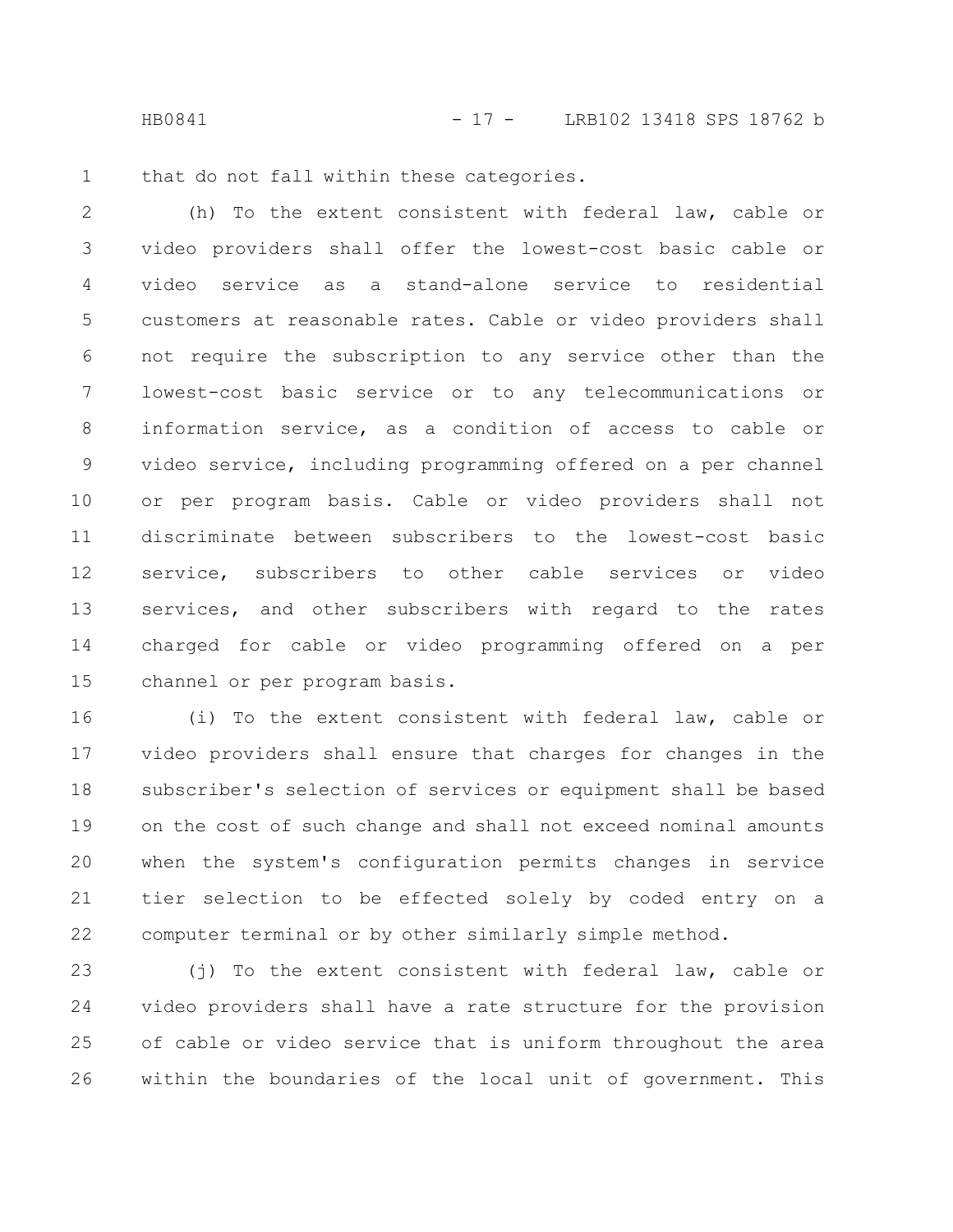that do not fall within these categories.

(h) To the extent consistent with federal law, cable or video providers shall offer the lowest-cost basic cable or video service as a stand-alone service to residential customers at reasonable rates. Cable or video providers shall not require the subscription to any service other than the lowest-cost basic service or to any telecommunications or information service, as a condition of access to cable or video service, including programming offered on a per channel or per program basis. Cable or video providers shall not discriminate between subscribers to the lowest-cost basic service, subscribers to other cable services or video services, and other subscribers with regard to the rates charged for cable or video programming offered on a per channel or per program basis.

(i) To the extent consistent with federal law, cable or video providers shall ensure that charges for changes in the subscriber's selection of services or equipment shall be based on the cost of such change and shall not exceed nominal amounts when the system's configuration permits changes in service tier selection to be effected solely by coded entry on a computer terminal or by other similarly simple method.

(j) To the extent consistent with federal law, cable or video providers shall have a rate structure for the provision of cable or video service that is uniform throughout the area within the boundaries of the local unit of government. This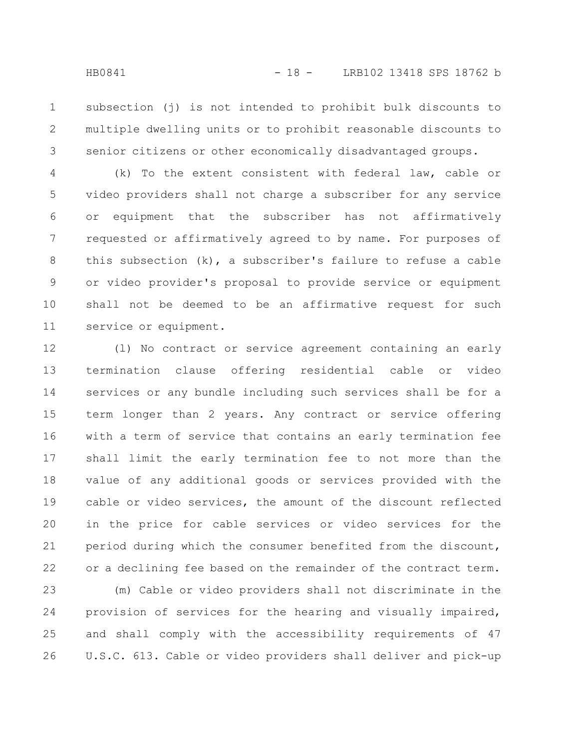subsection (j) is not intended to prohibit bulk discounts to multiple dwelling units or to prohibit reasonable discounts to senior citizens or other economically disadvantaged groups.

(k) To the extent consistent with federal law, cable or video providers shall not charge a subscriber for any service or equipment that the subscriber has not affirmatively requested or affirmatively agreed to by name. For purposes of this subsection (k), a subscriber's failure to refuse a cable or video provider's proposal to provide service or equipment shall not be deemed to be an affirmative request for such service or equipment.

(l) No contract or service agreement containing an early termination clause offering residential cable or video services or any bundle including such services shall be for a term longer than 2 years. Any contract or service offering with a term of service that contains an early termination fee shall limit the early termination fee to not more than the value of any additional goods or services provided with the cable or video services, the amount of the discount reflected in the price for cable services or video services for the period during which the consumer benefited from the discount, or a declining fee based on the remainder of the contract term.

(m) Cable or video providers shall not discriminate in the provision of services for the hearing and visually impaired, and shall comply with the accessibility requirements of 47 U.S.C. 613. Cable or video providers shall deliver and pick-up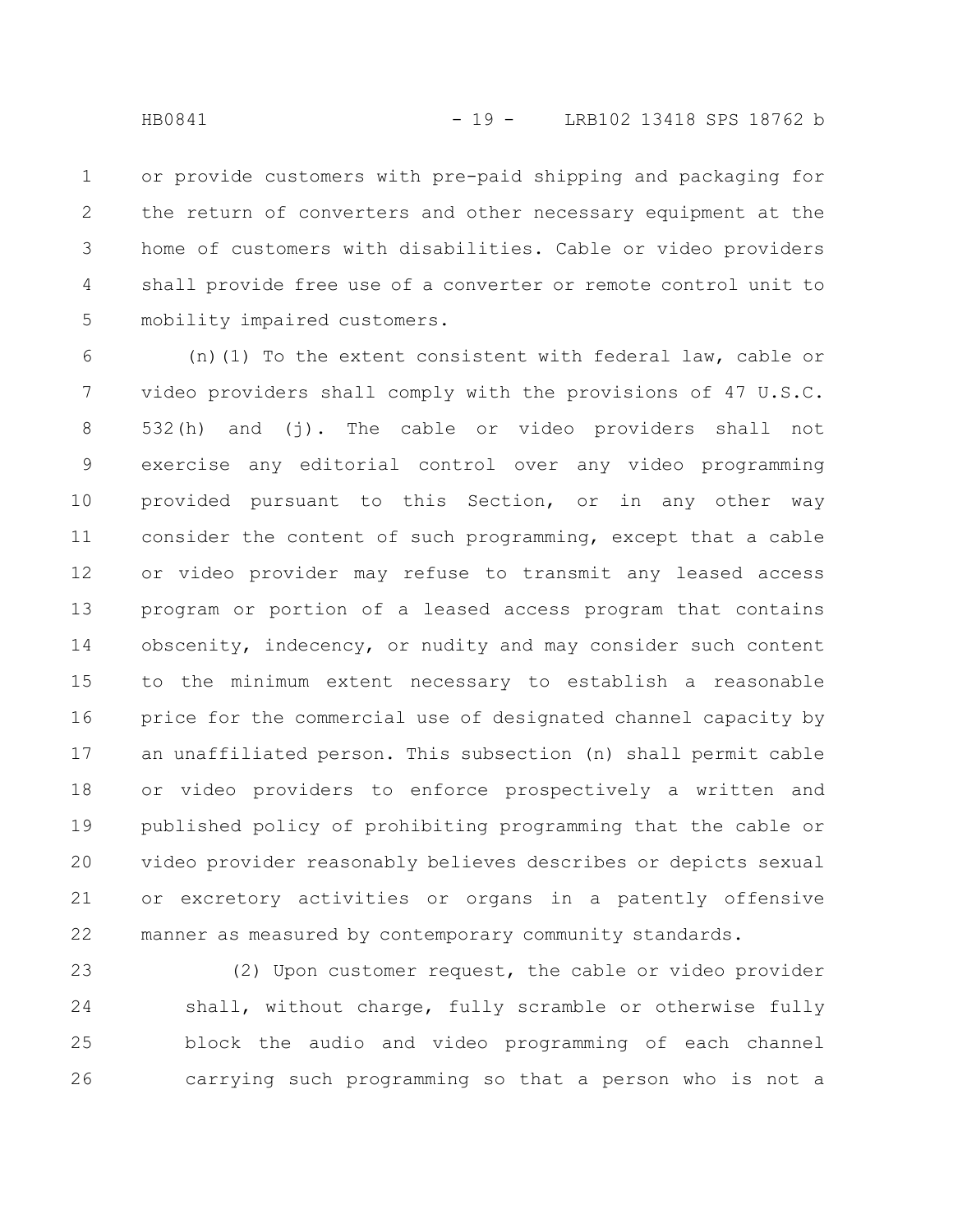or provide customers with pre-paid shipping and packaging for the return of converters and other necessary equipment at the home of customers with disabilities. Cable or video providers shall provide free use of a converter or remote control unit to mobility impaired customers.

(n)(1) To the extent consistent with federal law, cable or video providers shall comply with the provisions of 47 U.S.C. 532(h) and (j). The cable or video providers shall not exercise any editorial control over any video programming provided pursuant to this Section, or in any other way consider the content of such programming, except that a cable or video provider may refuse to transmit any leased access program or portion of a leased access program that contains obscenity, indecency, or nudity and may consider such content to the minimum extent necessary to establish a reasonable price for the commercial use of designated channel capacity by an unaffiliated person. This subsection (n) shall permit cable or video providers to enforce prospectively a written and published policy of prohibiting programming that the cable or video provider reasonably believes describes or depicts sexual or excretory activities or organs in a patently offensive manner as measured by contemporary community standards.

(2) Upon customer request, the cable or video provider shall, without charge, fully scramble or otherwise fully block the audio and video programming of each channel carrying such programming so that a person who is not a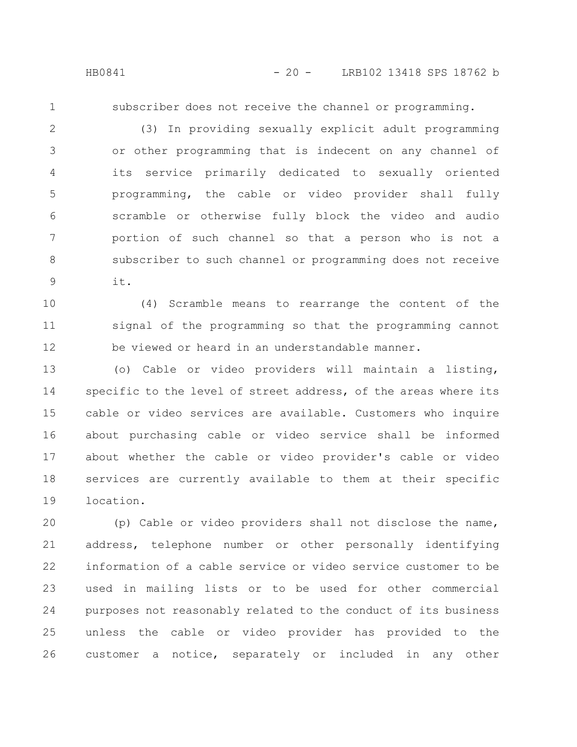subscriber does not receive the channel or programming.

(3) In providing sexually explicit adult programming or other programming that is indecent on any channel of its service primarily dedicated to sexually oriented programming, the cable or video provider shall fully scramble or otherwise fully block the video and audio portion of such channel so that a person who is not a subscriber to such channel or programming does not receive it.

(4) Scramble means to rearrange the content of the signal of the programming so that the programming cannot be viewed or heard in an understandable manner.

(o) Cable or video providers will maintain a listing, specific to the level of street address, of the areas where its cable or video services are available. Customers who inquire about purchasing cable or video service shall be informed about whether the cable or video provider's cable or video services are currently available to them at their specific location.

(p) Cable or video providers shall not disclose the name, address, telephone number or other personally identifying information of a cable service or video service customer to be used in mailing lists or to be used for other commercial purposes not reasonably related to the conduct of its business unless the cable or video provider has provided to the customer a notice, separately or included in any other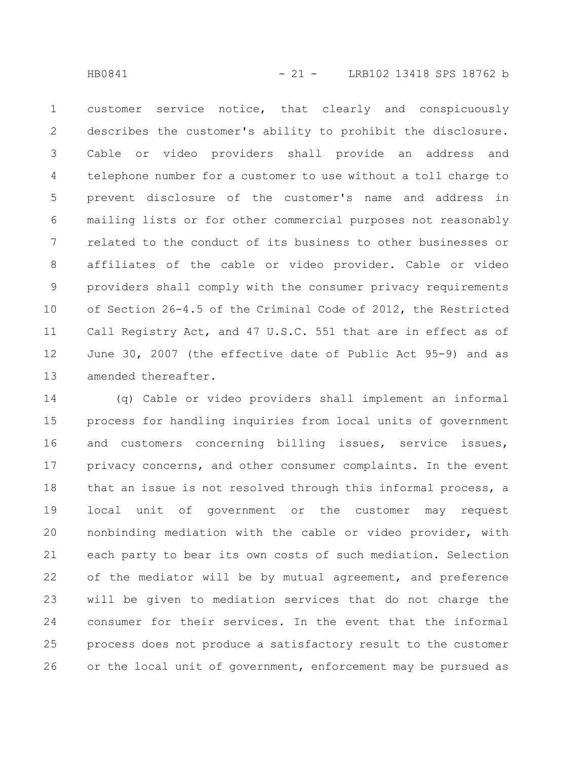customer service notice, that clearly and conspicuously describes the customer's ability to prohibit the disclosure. Cable or video providers shall provide an address and telephone number for a customer to use without a toll charge to prevent disclosure of the customer's name and address in mailing lists or for other commercial purposes not reasonably related to the conduct of its business to other businesses or affiliates of the cable or video provider. Cable or video providers shall comply with the consumer privacy requirements of Section 26-4.5 of the Criminal Code of 2012, the Restricted Call Registry Act, and 47 U.S.C. 551 that are in effect as of June 30, 2007 (the effective date of Public Act 95-9) and as amended thereafter.

(q) Cable or video providers shall implement an informal process for handling inquiries from local units of government and customers concerning billing issues, service issues, privacy concerns, and other consumer complaints. In the event that an issue is not resolved through this informal process, a local unit of government or the customer may request nonbinding mediation with the cable or video provider, with each party to bear its own costs of such mediation. Selection of the mediator will be by mutual agreement, and preference will be given to mediation services that do not charge the consumer for their services. In the event that the informal process does not produce a satisfactory result to the customer or the local unit of government, enforcement may be pursued as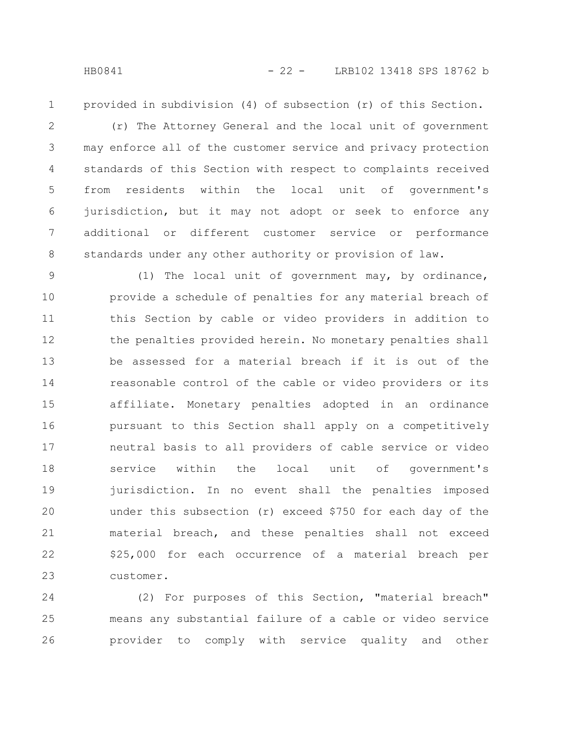provided in subdivision (4) of subsection (r) of this Section.

(r) The Attorney General and the local unit of government may enforce all of the customer service and privacy protection standards of this Section with respect to complaints received from residents within the local unit of government's jurisdiction, but it may not adopt or seek to enforce any additional or different customer service or performance standards under any other authority or provision of law.

(1) The local unit of government may, by ordinance, provide a schedule of penalties for any material breach of this Section by cable or video providers in addition to the penalties provided herein. No monetary penalties shall be assessed for a material breach if it is out of the reasonable control of the cable or video providers or its affiliate. Monetary penalties adopted in an ordinance pursuant to this Section shall apply on a competitively neutral basis to all providers of cable service or video service within the local unit of government's jurisdiction. In no event shall the penalties imposed under this subsection (r) exceed $750 for each day of the material breach, and these penalties shall not exceed $25,000 for each occurrence of a material breach per customer.

(2) For purposes of this Section, "material breach" means any substantial failure of a cable or video service provider to comply with service quality and other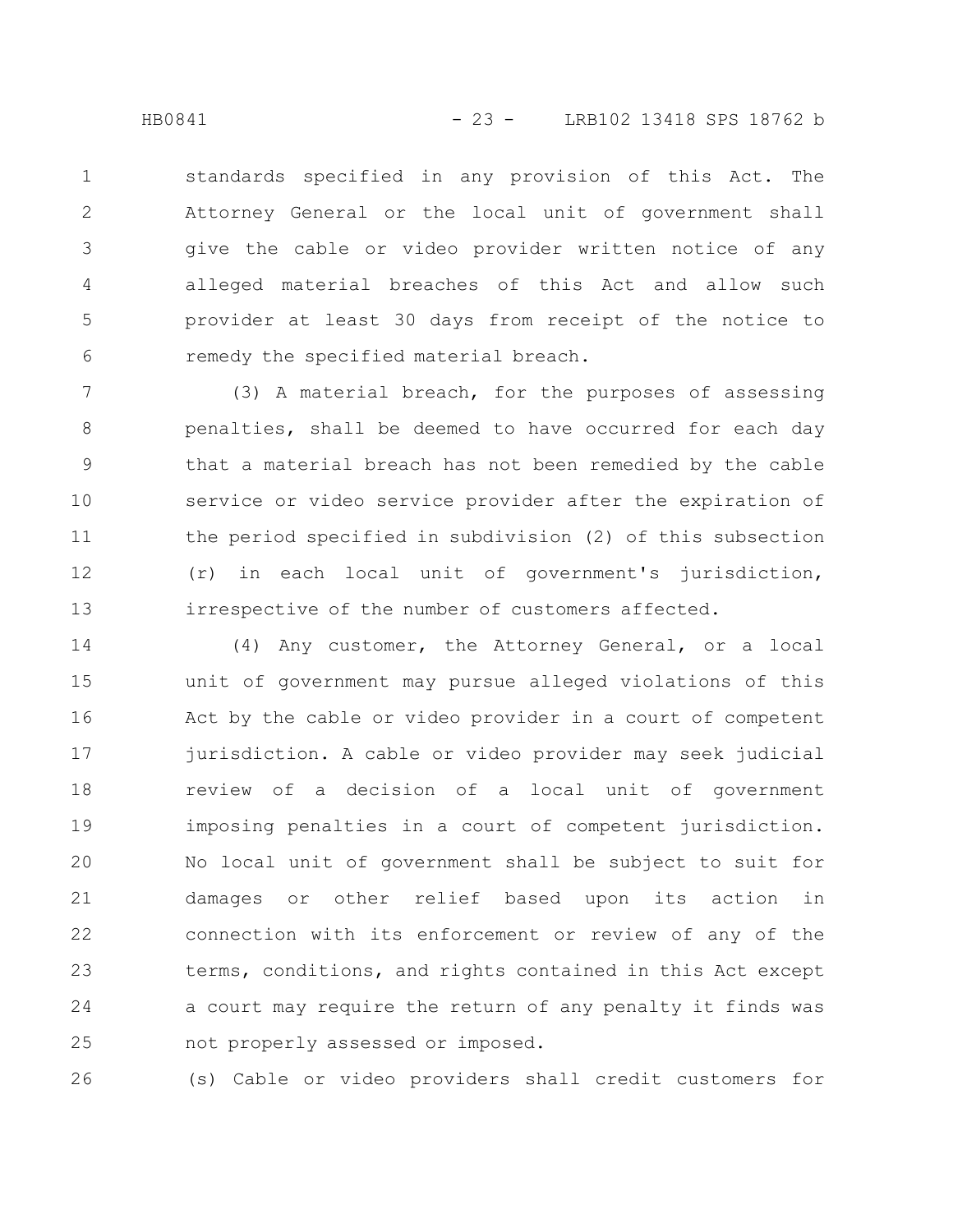standards specified in any provision of this Act. The Attorney General or the local unit of government shall give the cable or video provider written notice of any alleged material breaches of this Act and allow such provider at least 30 days from receipt of the notice to remedy the specified material breach.

(3) A material breach, for the purposes of assessing penalties, shall be deemed to have occurred for each day that a material breach has not been remedied by the cable service or video service provider after the expiration of the period specified in subdivision (2) of this subsection (r) in each local unit of government's jurisdiction, irrespective of the number of customers affected.

(4) Any customer, the Attorney General, or a local unit of government may pursue alleged violations of this Act by the cable or video provider in a court of competent jurisdiction. A cable or video provider may seek judicial review of a decision of a local unit of government imposing penalties in a court of competent jurisdiction. No local unit of government shall be subject to suit for damages or other relief based upon its action in connection with its enforcement or review of any of the terms, conditions, and rights contained in this Act except a court may require the return of any penalty it finds was not properly assessed or imposed.

(s) Cable or video providers shall credit customers for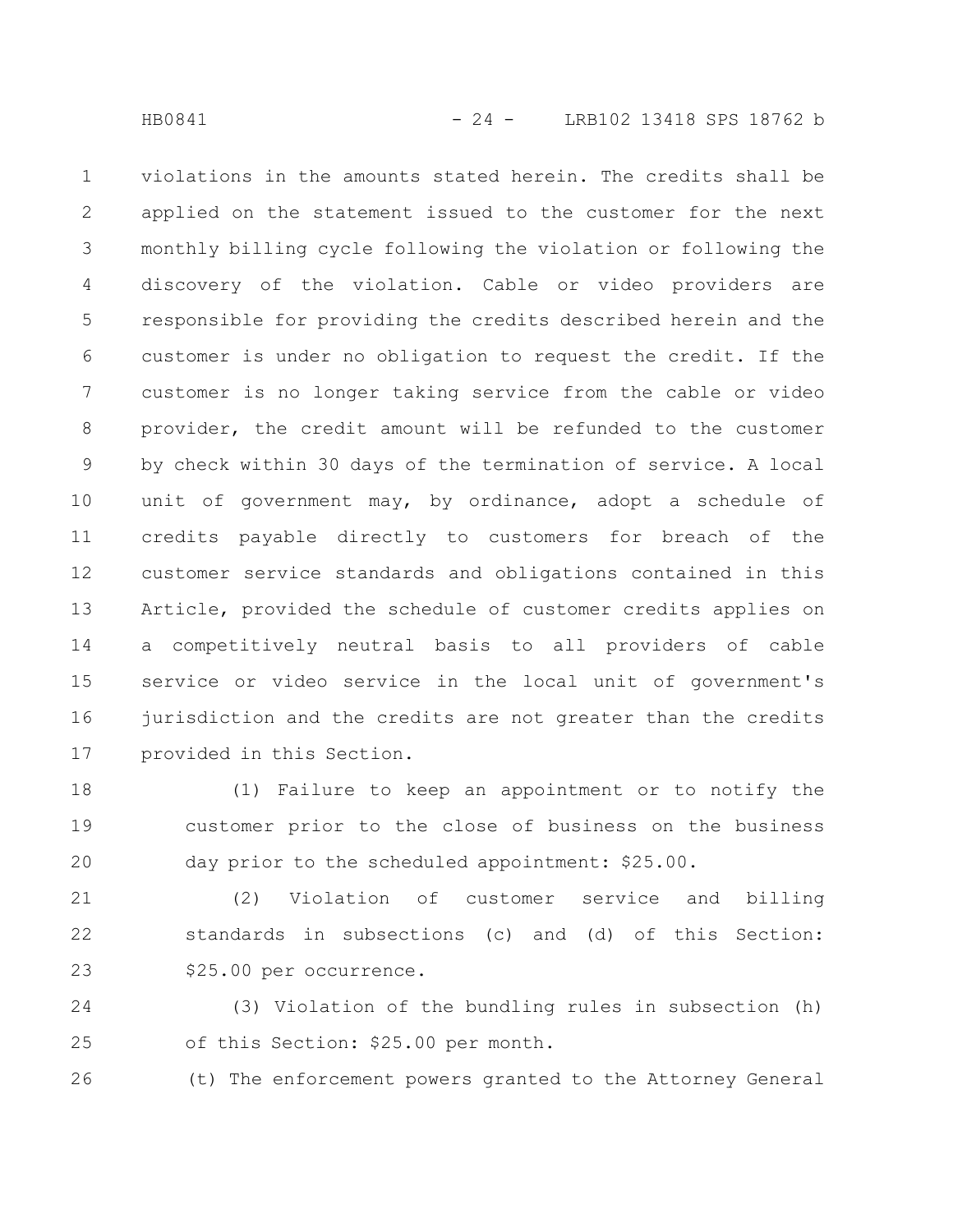violations in the amounts stated herein. The credits shall be applied on the statement issued to the customer for the next monthly billing cycle following the violation or following the discovery of the violation. Cable or video providers are responsible for providing the credits described herein and the customer is under no obligation to request the credit. If the customer is no longer taking service from the cable or video provider, the credit amount will be refunded to the customer by check within 30 days of the termination of service. A local unit of government may, by ordinance, adopt a schedule of credits payable directly to customers for breach of the customer service standards and obligations contained in this Article, provided the schedule of customer credits applies on a competitively neutral basis to all providers of cable service or video service in the local unit of government's jurisdiction and the credits are not greater than the credits provided in this Section.

(1) Failure to keep an appointment or to notify the customer prior to the close of business on the business day prior to the scheduled appointment: $25.00.

(2) Violation of customer service and billing standards in subsections (c) and (d) of this Section: $25.00 per occurrence.

(3) Violation of the bundling rules in subsection (h) of this Section: $25.00 per month.

(t) The enforcement powers granted to the Attorney General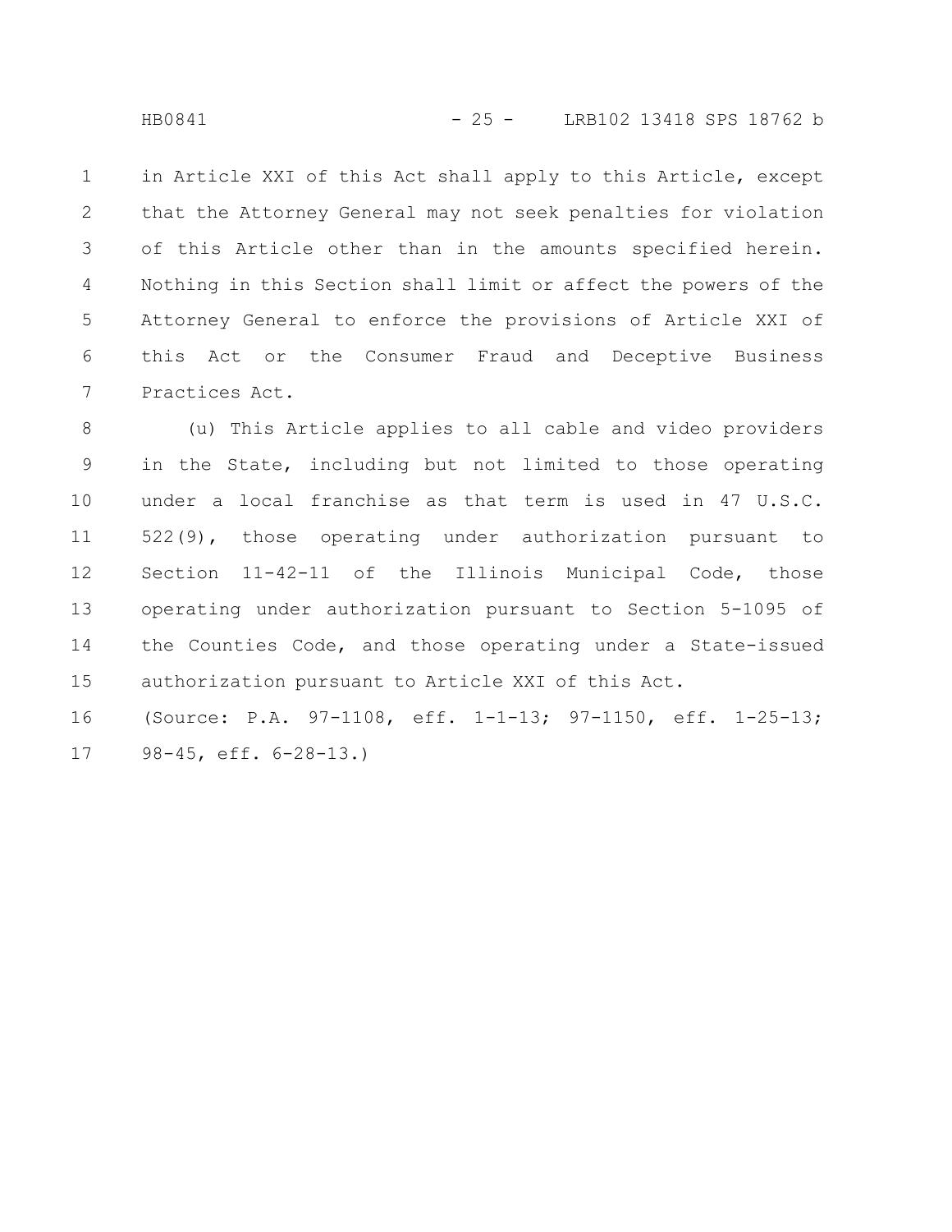in Article XXI of this Act shall apply to this Article, except that the Attorney General may not seek penalties for violation of this Article other than in the amounts specified herein. Nothing in this Section shall limit or affect the powers of the Attorney General to enforce the provisions of Article XXI of this Act or the Consumer Fraud and Deceptive Business Practices Act.

(u) This Article applies to all cable and video providers in the State, including but not limited to those operating under a local franchise as that term is used in 47 U.S.C. 522(9), those operating under authorization pursuant to Section 11-42-11 of the Illinois Municipal Code, those operating under authorization pursuant to Section 5-1095 of the Counties Code, and those operating under a State-issued authorization pursuant to Article XXI of this Act.

(Source: P.A. 97-1108, eff. 1-1-13; 97-1150, eff. 1-25-13; 98-45, eff. 6-28-13.)